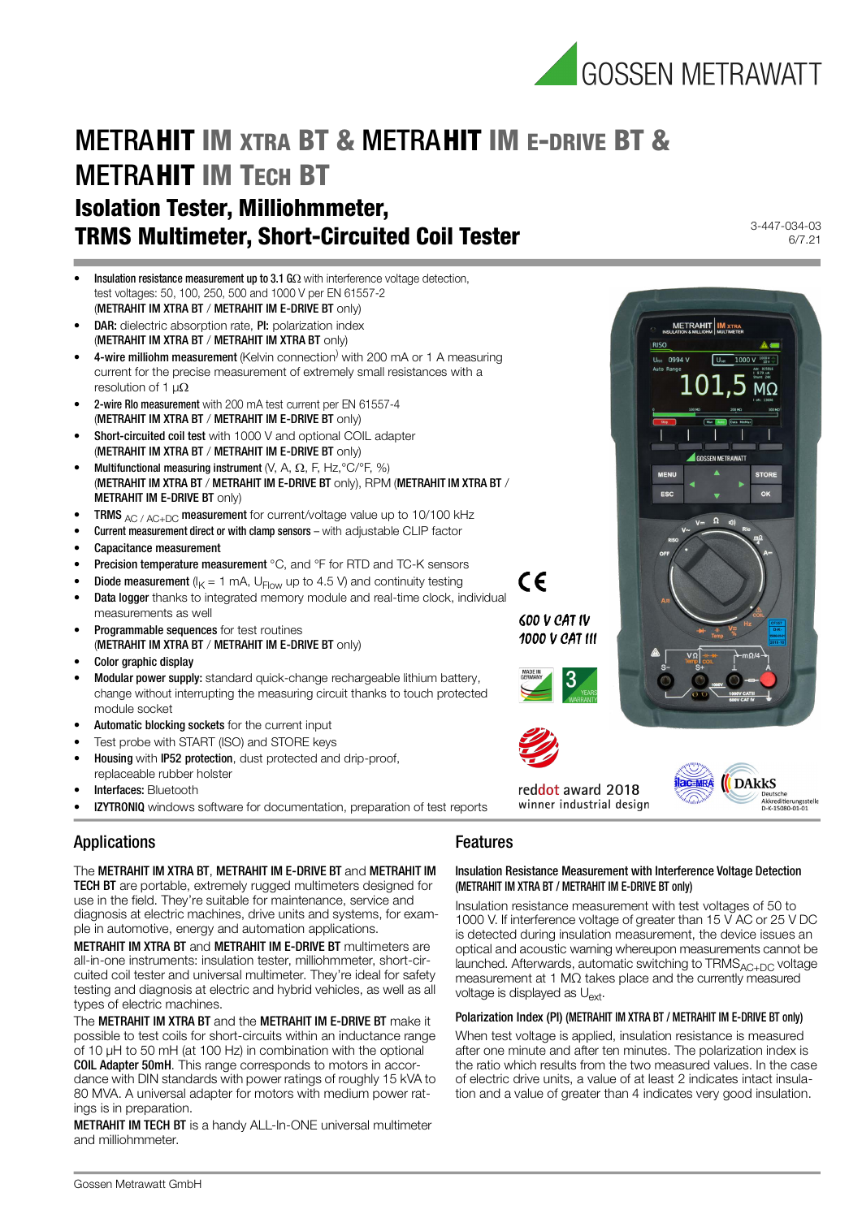# METRAHIT IM XTRA BT & METRAHIT IM E-DRIVE BT & METRAHIT IM TECH BT

## Isolation Tester, Milliohmmeter, TRMS Multimeter, Short-Circuited Coil Tester

3-447-034-03
6/7.21

- **Insulation resistance measurement up to 3.1 GΩ** with interference voltage detection, test voltages: 50, 100, 250, 500 and 1000 V per EN 61557-2 (**METRAHIT IM XTRA BT** / **METRAHIT IM E-DRIVE BT** only)
- **DAR:** dielectric absorption rate, **PI:** polarization index (**METRAHIT IM XTRA BT** / **METRAHIT IM XTRA BT** only)
- **4-wire milliohm measurement** (Kelvin connection) with 200 mA or 1 A measuring current for the precise measurement of extremely small resistances with a resolution of 1 µΩ
- **2-wire Rlo measurement** with 200 mA test current per EN 61557-4 (**METRAHIT IM XTRA BT** / **METRAHIT IM E-DRIVE BT** only)
- **Short-circuited coil test** with 1000 V and optional COIL adapter (**METRAHIT IM XTRA BT** / **METRAHIT IM E-DRIVE BT** only)
- **Multifunctional measuring instrument** (V, A, Ω, F, Hz,°C/°F, %) (**METRAHIT IM XTRA BT** / **METRAHIT IM E-DRIVE BT** only), RPM (**METRAHIT IM XTRA BT** / **METRAHIT IM E-DRIVE BT** only)
- **TRMS** $_{AC\ /\ AC+DC}$ **measurement** for current/voltage value up to 10/100 kHz
- **Current measurement direct or with clamp sensors** – with adjustable CLIP factor
- **Capacitance measurement**
- **Precision temperature measurement** °C, and °F for RTD and TC-K sensors
- **Diode measurement** ($I_K$ = 1 mA, $U_{Flow}$ up to 4.5 V) and continuity testing
- **Data logger** thanks to integrated memory module and real-time clock, individual measurements as well
- **Programmable sequences** for test routines (**METRAHIT IM XTRA BT** / **METRAHIT IM E-DRIVE BT** only)
- **Color graphic display**
- **Modular power supply:** standard quick-change rechargeable lithium battery, change without interrupting the measuring circuit thanks to touch protected module socket
- **Automatic blocking sockets** for the current input
- Test probe with START (ISO) and STORE keys
- **Housing** with **IP52 protection**, dust protected and drip-proof, replaceable rubber holster
- **Interfaces:** Bluetooth
- **IZYTRONIQ** windows software for documentation, preparation of test reports

600 V CAT IV
1000 V CAT III

reddot award 2018
winner industrial design

## Applications

The **METRAHIT IM XTRA BT**, **METRAHIT IM E-DRIVE BT** and **METRAHIT IM TECH BT** are portable, extremely rugged multimeters designed for use in the field. They're suitable for maintenance, service and diagnosis at electric machines, drive units and systems, for example in automotive, energy and automation applications.

**METRAHIT IM XTRA BT** and **METRAHIT IM E-DRIVE BT** multimeters are all-in-one instruments: insulation tester, milliohmmeter, short-circuited coil tester and universal multimeter. They're ideal for safety testing and diagnosis at electric and hybrid vehicles, as well as all types of electric machines.

The **METRAHIT IM XTRA BT** and the **METRAHIT IM E-DRIVE BT** make it possible to test coils for short-circuits within an inductance range of 10 µH to 50 mH (at 100 Hz) in combination with the optional **COIL Adapter 50mH**. This range corresponds to motors in accordance with DIN standards with power ratings of roughly 15 kVA to 80 MVA. A universal adapter for motors with medium power ratings is in preparation.

**METRAHIT IM TECH BT** is a handy ALL-In-ONE universal multimeter and milliohmmeter.

## Features

### Insulation Resistance Measurement with Interference Voltage Detection (METRAHIT IM XTRA BT / METRAHIT IM E-DRIVE BT only)

Insulation resistance measurement with test voltages of 50 to 1000 V. If interference voltage of greater than 15 V AC or 25 V DC is detected during insulation measurement, the device issues an optical and acoustic warning whereupon measurements cannot be launched. Afterwards, automatic switching to $TRMS_{AC+DC}$ voltage measurement at 1 MΩ takes place and the currently measured voltage is displayed as $U_{ext}$.

### Polarization Index (PI) (METRAHIT IM XTRA BT / METRAHIT IM E-DRIVE BT only)

When test voltage is applied, insulation resistance is measured after one minute and after ten minutes. The polarization index is the ratio which results from the two measured values. In the case of electric drive units, a value of at least 2 indicates intact insulation and a value of greater than 4 indicates very good insulation.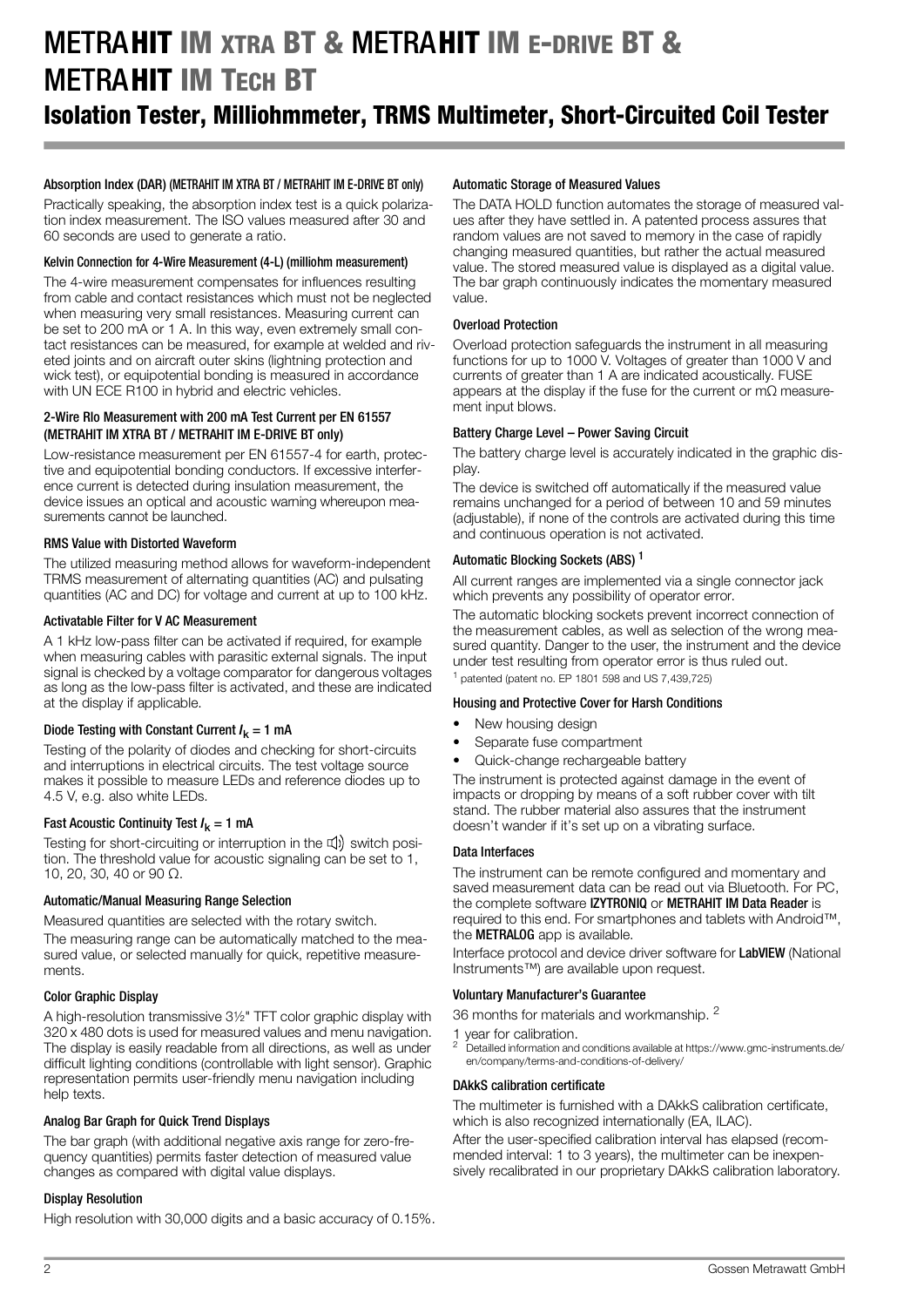# METRAHIT IM XTRA BT & METRAHIT IM E-DRIVE BT & METRAHIT IM TECH BT

## Isolation Tester, Milliohmmeter, TRMS Multimeter, Short-Circuited Coil Tester

#### Absorption Index (DAR) (METRAHIT IM XTRA BT / METRAHIT IM E-DRIVE BT only)

Practically speaking, the absorption index test is a quick polarization index measurement. The ISO values measured after 30 and 60 seconds are used to generate a ratio.

#### Kelvin Connection for 4-Wire Measurement (4-L) (milliohm measurement)

The 4-wire measurement compensates for influences resulting from cable and contact resistances which must not be neglected when measuring very small resistances. Measuring current can be set to 200 mA or 1 A. In this way, even extremely small contact resistances can be measured, for example at welded and riveted joints and on aircraft outer skins (lightning protection and wick test), or equipotential bonding is measured in accordance with UN ECE R100 in hybrid and electric vehicles.

#### 2-Wire Rlo Measurement with 200 mA Test Current per EN 61557 (METRAHIT IM XTRA BT / METRAHIT IM E-DRIVE BT only)

Low-resistance measurement per EN 61557-4 for earth, protective and equipotential bonding conductors. If excessive interference current is detected during insulation measurement, the device issues an optical and acoustic warning whereupon measurements cannot be launched.

#### RMS Value with Distorted Waveform

The utilized measuring method allows for waveform-independent TRMS measurement of alternating quantities (AC) and pulsating quantities (AC and DC) for voltage and current at up to 100 kHz.

#### Activatable Filter for V AC Measurement

A 1 kHz low-pass filter can be activated if required, for example when measuring cables with parasitic external signals. The input signal is checked by a voltage comparator for dangerous voltages as long as the low-pass filter is activated, and these are indicated at the display if applicable.

#### Diode Testing with Constant Current $I_k$ = 1 mA

Testing of the polarity of diodes and checking for short-circuits and interruptions in electrical circuits. The test voltage source makes it possible to measure LEDs and reference diodes up to 4.5 V, e.g. also white LEDs.

#### Fast Acoustic Continuity Test $I_k$ = 1 mA

Testing for short-circuiting or interruption in the 🔊 switch position. The threshold value for acoustic signaling can be set to 1, 10, 20, 30, 40 or 90 Ω.

#### Automatic/Manual Measuring Range Selection

Measured quantities are selected with the rotary switch.

The measuring range can be automatically matched to the measured value, or selected manually for quick, repetitive measurements.

#### Color Graphic Display

A high-resolution transmissive 3½" TFT color graphic display with 320 x 480 dots is used for measured values and menu navigation. The display is easily readable from all directions, as well as under difficult lighting conditions (controllable with light sensor). Graphic representation permits user-friendly menu navigation including help texts.

#### Analog Bar Graph for Quick Trend Displays

The bar graph (with additional negative axis range for zero-frequency quantities) permits faster detection of measured value changes as compared with digital value displays.

#### Display Resolution

High resolution with 30,000 digits and a basic accuracy of 0.15%.

#### Automatic Storage of Measured Values

The DATA HOLD function automates the storage of measured values after they have settled in. A patented process assures that random values are not saved to memory in the case of rapidly changing measured quantities, but rather the actual measured value. The stored measured value is displayed as a digital value. The bar graph continuously indicates the momentary measured value.

#### Overload Protection

Overload protection safeguards the instrument in all measuring functions for up to 1000 V. Voltages of greater than 1000 V and currents of greater than 1 A are indicated acoustically. FUSE appears at the display if the fuse for the current or mΩ measurement input blows.

#### Battery Charge Level – Power Saving Circuit

The battery charge level is accurately indicated in the graphic display.

The device is switched off automatically if the measured value remains unchanged for a period of between 10 and 59 minutes (adjustable), if none of the controls are activated during this time and continuous operation is not activated.

#### Automatic Blocking Sockets (ABS) [1]

All current ranges are implemented via a single connector jack which prevents any possibility of operator error.

The automatic blocking sockets prevent incorrect connection of the measurement cables, as well as selection of the wrong measured quantity. Danger to the user, the instrument and the device under test resulting from operator error is thus ruled out.

[1] patented (patent no. EP 1801 598 and US 7,439,725)

#### Housing and Protective Cover for Harsh Conditions

- New housing design
- Separate fuse compartment
- Quick-change rechargeable battery

The instrument is protected against damage in the event of impacts or dropping by means of a soft rubber cover with tilt stand. The rubber material also assures that the instrument doesn't wander if it's set up on a vibrating surface.

#### Data Interfaces

The instrument can be remote configured and momentary and saved measurement data can be read out via Bluetooth. For PC, the complete software **IZYTRONIQ** or **METRAHIT IM Data Reader** is required to this end. For smartphones and tablets with Android™, the **METRALOG** app is available.

Interface protocol and device driver software for **LabVIEW** (National Instruments™) are available upon request.

#### Voluntary Manufacturer's Guarantee

36 months for materials and workmanship. [2]

1 year for calibration.

[2] Detailled information and conditions available at https://www.gmc-instruments.de/en/company/terms-and-conditions-of-delivery/

#### DAkkS calibration certificate

The multimeter is furnished with a DAkkS calibration certificate, which is also recognized internationally (EA, ILAC).

After the user-specified calibration interval has elapsed (recommended interval: 1 to 3 years), the multimeter can be inexpensively recalibrated in our proprietary DAkkS calibration laboratory.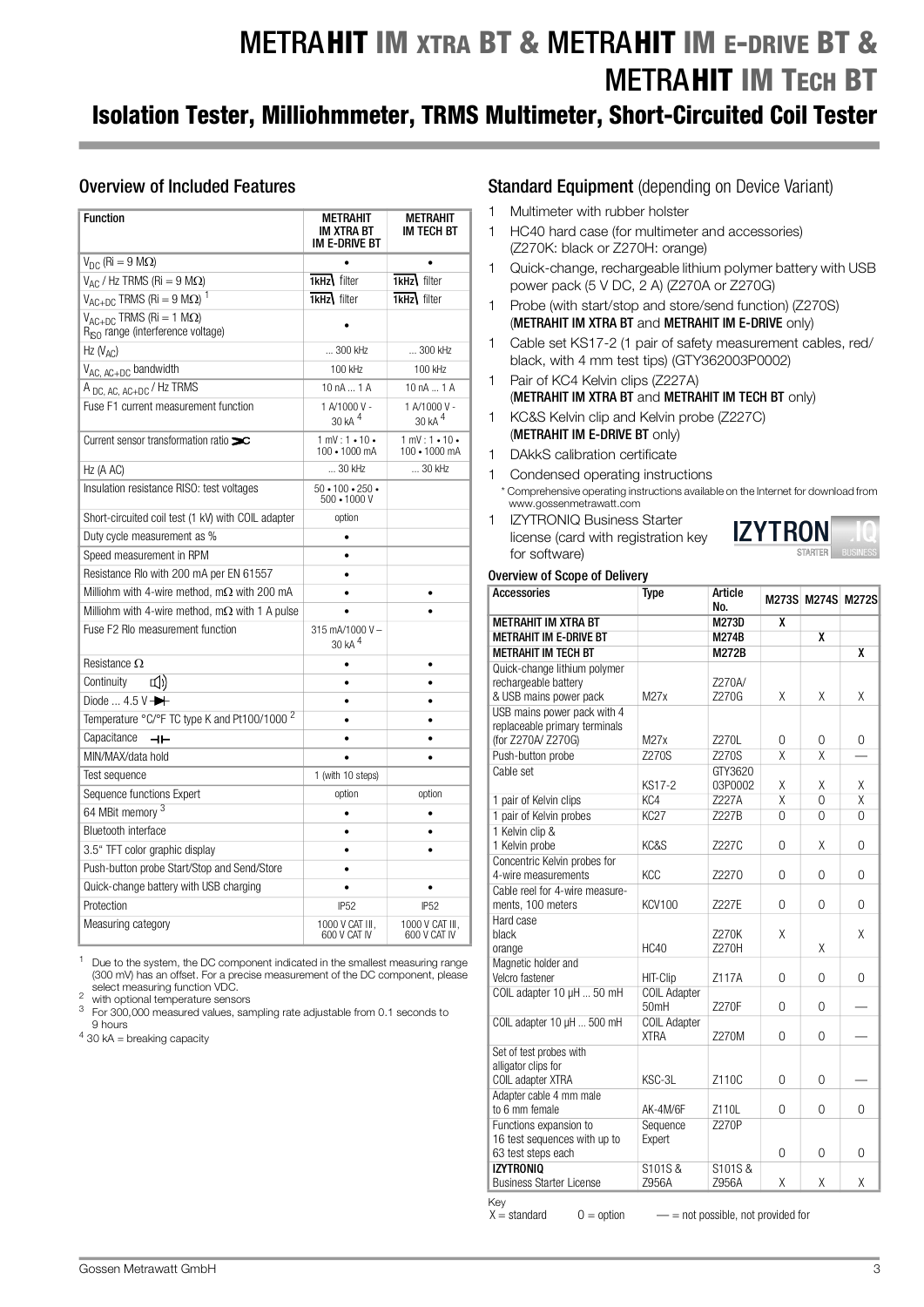# METRA**HIT** IM XTRA BT & METRA**HIT** IM E-DRIVE BT & METRA**HIT** IM TECH BT

## Isolation Tester, Milliohmmeter, TRMS Multimeter, Short-Circuited Coil Tester

### Overview of Included Features

| Function | METRAHIT IM XTRA BT IM E-DRIVE BT | METRAHIT IM TECH BT |
|---|---|---|
| $V_{DC}$ (Ri = 9 MΩ) | • | • |
| $V_{AC}$ / Hz TRMS (Ri = 9 MΩ) | 1kHz filter | 1kHz filter |
| $V_{AC+DC}$ TRMS (Ri = 9 MΩ) [1] | 1kHz filter | 1kHz filter |
| $V_{AC+DC}$ TRMS (Ri = 1 MΩ) $R_{ISO}$ range (interference voltage) | • | |
| Hz ($V_{AC}$) | ... 300 kHz | ... 300 kHz |
| $V_{AC, AC+DC}$ bandwidth | 100 kHz | 100 kHz |
| A $_{DC, AC, AC+DC}$ / Hz TRMS | 10 nA ... 1 A | 10 nA ... 1 A |
| Fuse F1 current measurement function | 1 A/1000 V - 30 kA [4] | 1 A/1000 V - 30 kA [4] |
| Current sensor transformation ratio | 1 mV : 1 • 10 • 100 • 1000 mA | 1 mV : 1 • 10 • 100 • 1000 mA |
| Hz (A AC) | ... 30 kHz | ... 30 kHz |
| Insulation resistance RISO: test voltages | 50 • 100 • 250 • 500 • 1000 V | |
| Short-circuited coil test (1 kV) with COIL adapter | option | |
| Duty cycle measurement as % | • | |
| Speed measurement in RPM | • | |
| Resistance Rlo with 200 mA per EN 61557 | • | |
| Milliohm with 4-wire method, mΩ with 200 mA | • | • |
| Milliohm with 4-wire method, mΩ with 1 A pulse | • | • |
| Fuse F2 Rlo measurement function | 315 mA/1000 V – 30 kA [4] | |
| Resistance Ω | • | • |
| Continuity | • | • |
| Diode ... 4.5 V | • | • |
| Temperature °C/°F TC type K and Pt100/1000 [2] | • | • |
| Capacitance | • | • |
| MIN/MAX/data hold | • | • |
| Test sequence | 1 (with 10 steps) | |
| Sequence functions Expert | option | option |
| 64 MBit memory [3] | • | • |
| Bluetooth interface | • | • |
| 3.5" TFT color graphic display | • | • |
| Push-button probe Start/Stop and Send/Store | • | |
| Quick-change battery with USB charging | • | • |
| Protection | IP52 | IP52 |
| Measuring category | 1000 V CAT III, 600 V CAT IV | 1000 V CAT III, 600 V CAT IV |

[1] Due to the system, the DC component indicated in the smallest measuring range (300 mV) has an offset. For a precise measurement of the DC component, please select measuring function VDC.
[2] with optional temperature sensors
[3] For 300,000 measured values, sampling rate adjustable from 0.1 seconds to 9 hours
[4] 30 kA = breaking capacity

### Standard Equipment (depending on Device Variant)

1 Multimeter with rubber holster
1 HC40 hard case (for multimeter and accessories) (Z270K: black or Z270H: orange)
1 Quick-change, rechargeable lithium polymer battery with USB power pack (5 V DC, 2 A) (Z270A or Z270G)
1 Probe (with start/stop and store/send function) (Z270S) (**METRAHIT IM XTRA BT** and **METRAHIT IM E-DRIVE** only)
1 Cable set KS17-2 (1 pair of safety measurement cables, red/ black, with 4 mm test tips) (GTY362003P0002)
1 Pair of KC4 Kelvin clips (Z227A) (**METRAHIT IM XTRA BT** and **METRAHIT IM TECH BT** only)
1 KC&S Kelvin clip and Kelvin probe (Z227C) (**METRAHIT IM E-DRIVE BT** only)
1 DAkkS calibration certificate
1 Condensed operating instructions
\* Comprehensive operating instructions available on the Internet for download from www.gossenmetrawatt.com
1 IZYTRONIQ Business Starter license (card with registration key for software)

**Overview of Scope of Delivery**

| Accessories | Type | Article No. | M273S | M274S | M272S |
|---|---|---|---|---|---|
| **METRAHIT IM XTRA BT** | | **M273D** | **X** | | |
| **METRAHIT IM E-DRIVE BT** | | **M274B** | | **X** | |
| **METRAHIT IM TECH BT** | | **M272B** | | | **X** |
| Quick-change lithium polymer rechargeable battery & USB mains power pack | M27x | Z270A/ Z270G | X | X | X |
| USB mains power pack with 4 replaceable primary terminals (for Z270A/ Z270G) | M27x | Z270L | 0 | 0 | 0 |
| Push-button probe | Z270S | Z270S | X | X | — |
| Cable set | KS17-2 | GTY3620 03P0002 | X | X | X |
| 1 pair of Kelvin clips | KC4 | Z227A | X | 0 | X |
| 1 pair of Kelvin probes | KC27 | Z227B | 0 | 0 | 0 |
| 1 Kelvin clip & 1 Kelvin probe | KC&S | Z227C | 0 | X | 0 |
| Concentric Kelvin probes for 4-wire measurements | KCC | Z2270 | 0 | 0 | 0 |
| Cable reel for 4-wire measurements, 100 meters | KCV100 | Z227E | 0 | 0 | 0 |
| Hard case black orange | HC40 | Z270K Z270H | X | X | X |
| Magnetic holder and Velcro fastener | HIT-Clip | Z117A | 0 | 0 | 0 |
| COIL adapter 10 µH ... 50 mH | COIL Adapter 50mH | Z270F | 0 | 0 | — |
| COIL adapter 10 µH ... 500 mH | COIL Adapter XTRA | Z270M | 0 | 0 | — |
| Set of test probes with alligator clips for COIL adapter XTRA | KSC-3L | Z110C | 0 | 0 | — |
| Adapter cable 4 mm male to 6 mm female | AK-4M/6F | Z110L | 0 | 0 | 0 |
| Functions expansion to 16 test sequences with up to 63 test steps each | Sequence Expert | Z270P | 0 | 0 | 0 |
| **IZYTRONIQ** Business Starter License | S101S & Z956A | S101S & Z956A | X | X | X |

Key
X = standard 0 = option — = not possible, not provided for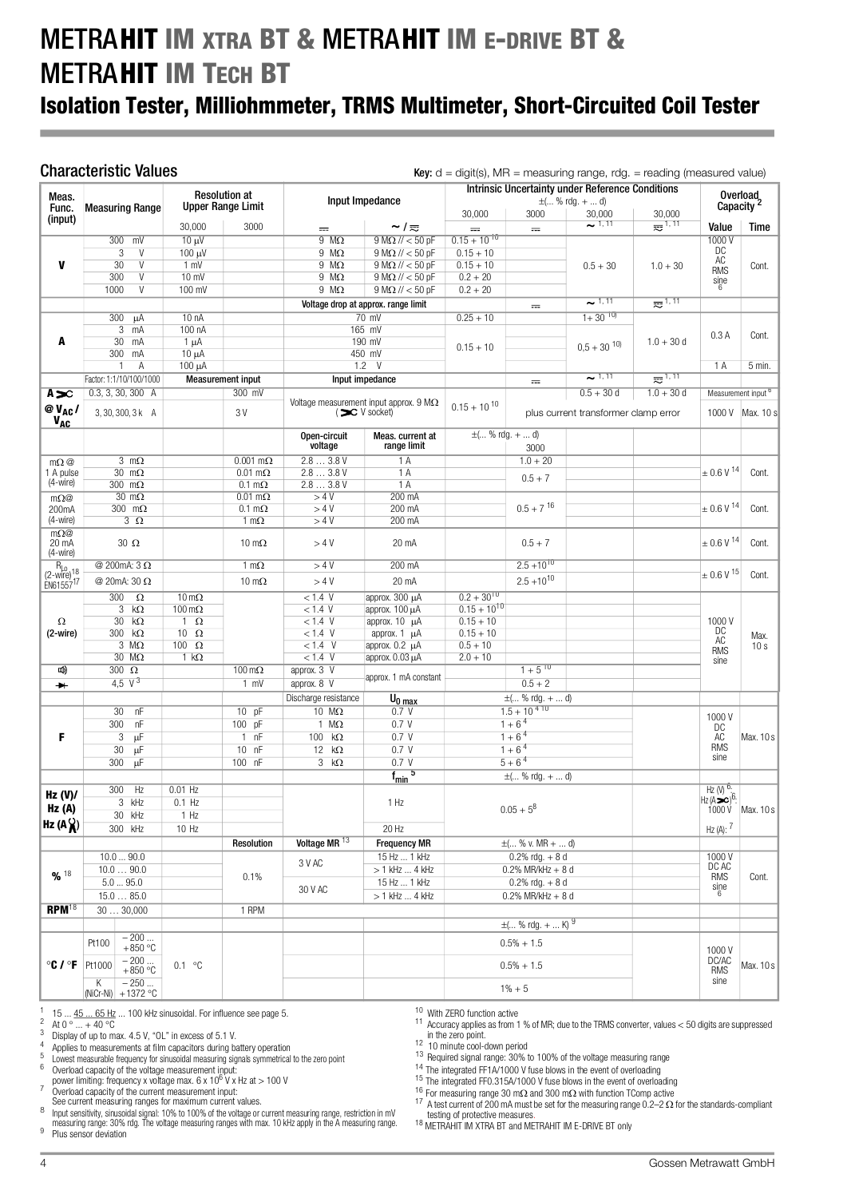# METRAHIT IM XTRA BT & METRAHIT IM E-DRIVE BT & METRAHIT IM TECH BT

## Isolation Tester, Milliohmmeter, TRMS Multimeter, Short-Circuited Coil Tester

### Characteristic Values

**Key:** d = digit(s), MR = measuring range, rdg. = reading (measured value)

| Meas. Func. (input) | Measuring Range | Resolution at Upper Range Limit 30,000 | Resolution at Upper Range Limit 3000 | Input Impedance ⎓ | Input Impedance ~ / ≂ | Intrinsic Uncertainty ±(… % rdg. + … d) 30,000 ⎓ | 3000 ⎓ | 30,000 ~ [1, 11] | 30,000 ≂ [1, 11] | Overload Capacity [2] Value | Time |
|---|---|---|---|---|---|---|---|---|---|---|---|
| **V** | 300 mV | 10 µV | | 9 MΩ | 9 MΩ // < 50 pF | 0.15 + 10 [10] | | 0.5 + 30 | 1.0 + 30 | 1000 V DC AC RMS sine [6] | Cont. |
| | 3 V | 100 µV | | 9 MΩ | 9 MΩ // < 50 pF | 0.15 + 10 | | | | | |
| | 30 V | 1 mV | | 9 MΩ | 9 MΩ // < 50 pF | 0.15 + 10 | | | | | |
| | 300 V | 10 mV | | 9 MΩ | 9 MΩ // < 50 pF | 0.2 + 20 | | | | | |
| | 1000 V | 100 mV | | 9 MΩ | 9 MΩ // < 50 pF | 0.2 + 20 | | | | | |
| | | | | Voltage drop at approx. range limit | | | ⎓ | ~ [1, 11] | ≂ [1, 11] | | |
| **A** | 300 µA | 10 nA | | 70 mV | | 0.25 + 10 | | 1+ 30 [10] | 1.0 + 30 d | 0.3 A | Cont. |
| | 3 mA | 100 nA | | 165 mV | | 0.15 + 10 | | 0,5 + 30 [10] | | | |
| | 30 mA | 1 µA | | 190 mV | | | | | | | |
| | 300 mA | 10 µA | | 450 mV | | | | | | | |
| | 1 A | 100 µA | | 1.2 V | | | | | | 1 A | 5 min. |
| | Factor: 1:1/10/100/1000 | Measurement input | | Input impedance | | | ⎓ | ~ [1, 11] | ≂ [1, 11] | | |
| **A ⫘** | 0.3, 3, 30, 300 A | | 300 mV | Voltage measurement input approx. 9 MΩ (⫘ V socket) | | 0.15 + 10 [10] | | 0.5 + 30 d | 1.0 + 30 d | Measurement input [6] | |
| **@ $V_{AC}$ / $V_{AC}$** | 3, 30, 300, 3 k A | | 3 V | | | | plus current transformer clamp error | | | 1000 V | Max. 10 s |
| | | | | Open-circuit voltage | Meas. current at range limit | ±(… % rdg. + … d) | 3000 | | | | |
| **mΩ @ 1 A pulse (4-wire)** | 3 mΩ | | 0.001 mΩ | 2.8 … 3.8 V | 1 A | | 1.0 + 20 | | | ± 0.6 V [14] | Cont. |
| | 30 mΩ | | 0.01 mΩ | 2.8 … 3.8 V | 1 A | | 0.5 + 7 | | | | |
| | 300 mΩ | | 0.1 mΩ | 2.8 … 3.8 V | 1 A | | | | | | |
| **mΩ@ 200mA (4-wire)** | 30 mΩ | | 0.01 mΩ | > 4 V | 200 mA | | 0.5 + 7 [16] | | | ± 0.6 V [14] | Cont. |
| | 300 mΩ | | 0.1 mΩ | > 4 V | 200 mA | | | | | | |
| | 3 Ω | | 1 mΩ | > 4 V | 200 mA | | | | | | |
| **mΩ@ 20 mA (4-wire)** | 30 Ω | | 10 mΩ | > 4 V | 20 mA | | 0.5 + 7 | | | ± 0.6 V [14] | Cont. |
| **$R_{LO}$ (2-wire)[18] EN61557[17]** | @ 200mA: 3 Ω | | 1 mΩ | > 4 V | 200 mA | | 2.5 +10 [10] | | | ± 0.6 V [15] | Cont. |
| | @ 20mA: 30 Ω | | 10 mΩ | > 4 V | 20 mA | | 2.5 +10 [10] | | | | |
| **Ω (2-wire)** | 300 Ω | 10 mΩ | | < 1.4 V | approx. 300 µA | 0.2 + 30 [10] | | | | 1000 V DC AC RMS sine | Max. 10 s |
| | 3 kΩ | 100 mΩ | | < 1.4 V | approx. 100 µA | 0.15 + 10 [10] | | | | | |
| | 30 kΩ | 1 Ω | | < 1.4 V | approx. 10 µA | 0.15 + 10 | | | | | |
| | 300 kΩ | 10 Ω | | < 1.4 V | approx. 1 µA | 0.15 + 10 | | | | | |
| | 3 MΩ | 100 Ω | | < 1.4 V | approx. 0.2 µA | 0.5 + 10 | | | | | |
| | 30 MΩ | 1 kΩ | | < 1.4 V | approx. 0.03 µA | 2.0 + 10 | | | | | |
| **🔊** | 300 Ω | | 100 mΩ | approx. 3 V | approx. 1 mA constant | | 1 + 5 [10] | | | | |
| **⟶⊢** | 4,5 V [3] | | 1 mV | approx. 8 V | | | 0.5 + 2 | | | | |
| | | | | Discharge resistance | $U_{0\,max}$ | ±(… % rdg. + … d) | | | | | |
| **F** | 30 nF | | 10 pF | 10 MΩ | 0.7 V | | 1.5 + 10 [4, 10] | | | 1000 V DC AC RMS sine | Max. 10 s |
| | 300 nF | | 100 pF | 1 MΩ | 0.7 V | | 1 + 6 [4] | | | | |
| | 3 µF | | 1 nF | 100 kΩ | 0.7 V | | 1 + 6 [4] | | | | |
| | 30 µF | | 10 nF | 12 kΩ | 0.7 V | | 1 + 6 [4] | | | | |
| | 300 µF | | 100 nF | 3 kΩ | 0.7 V | | 5 + 6 [4] | | | | |
| | | | | | $f_{min}$ [5] | ±(… % rdg. + … d) | | | | | |
| **Hz (V)/ Hz (A)/ Hz (A ⫘)** | 300 Hz | 0.01 Hz | | | 1 Hz | 0.05 + 5 [8] | | | | Hz (V) [6], Hz (A⫘) [6]: 1000 V | Max. 10 s |
| | 3 kHz | 0.1 Hz | | | | | | | | | |
| | 30 kHz | 1 Hz | | | | | | | | | |
| | 300 kHz | 10 Hz | | | 20 Hz | | | | | Hz (A): [7] | |
| | | | Resolution | Voltage MR [13] | Frequency MR | ±(… % v. MR + … d) | | | | | |
| **%** [18] | 10.0 ... 90.0 | | 0.1% | 3 V AC | 15 Hz ... 1 kHz | 0.2% rdg. + 8 d | | | | 1000 V DC AC RMS sine [6] | Cont. |
| | 10.0 … 90.0 | | | | > 1 kHz ... 4 kHz | 0.2% MR/kHz + 8 d | | | | | |
| | 5.0 ... 95.0 | | | 30 V AC | 15 Hz ... 1 kHz | 0.2% rdg. + 8 d | | | | | |
| | 15.0 … 85.0 | | | | > 1 kHz ... 4 kHz | 0.2% MR/kHz + 8 d | | | | | |
| **RPM** [18] | 30 … 30,000 | | 1 RPM | | | | | | | | |
| | | | | | | ±(… % rdg. + … K) [9] | | | | | |
| **°C / °F** | Pt100: – 200 ... + 850 °C | 0.1 °C | | | | 0.5% + 1.5 | | | | 1000 V DC/AC RMS sine | Max. 10 s |
| | Pt1000: – 200 ... + 850 °C | | | | | 0.5% + 1.5 | | | | | |
| | K (NiCr-Ni): – 250 ... +1372 °C | | | | | 1% + 5 | | | | | |

1. 15 ... 45 ... 65 Hz ... 100 kHz sinusoidal. For influence see page 5.
2. At 0 ° ... + 40 °C
3. Display of up to max. 4.5 V, "OL" in excess of 5.1 V.
4. Applies to measurements at film capacitors during battery operation
5. Lowest measurable frequency for sinusoidal measuring signals symmetrical to the zero point
6. Overload capacity of the voltage measurement input: power limiting: frequency x voltage max. 6 x $10^6$ V x Hz at > 100 V
7. Overload capacity of the current measurement input: See current measuring ranges for maximum current values.
8. Input sensitivity, sinusoidal signal: 10% to 100% of the voltage or current measuring range, restriction in mV measuring range: 30% rdg. The voltage measuring ranges with max. 10 kHz apply in the A measuring range.
9. Plus sensor deviation
10. With ZERO function active
11. Accuracy applies as from 1 % of MR; due to the TRMS converter, values < 50 digits are suppressed in the zero point.
12. 10 minute cool-down period
13. Required signal range: 30% to 100% of the voltage measuring range
14. The integrated FF1A/1000 V fuse blows in the event of overloading
15. The integrated FF0.315A/1000 V fuse blows in the event of overloading
16. For measuring range 30 mΩ and 300 mΩ with function TComp active
17. A test current of 200 mA must be set for the measuring range 0.2–2 Ω for the standards-compliant testing of protective measures.
18. METRAHIT IM XTRA BT and METRAHIT IM E-DRIVE BT only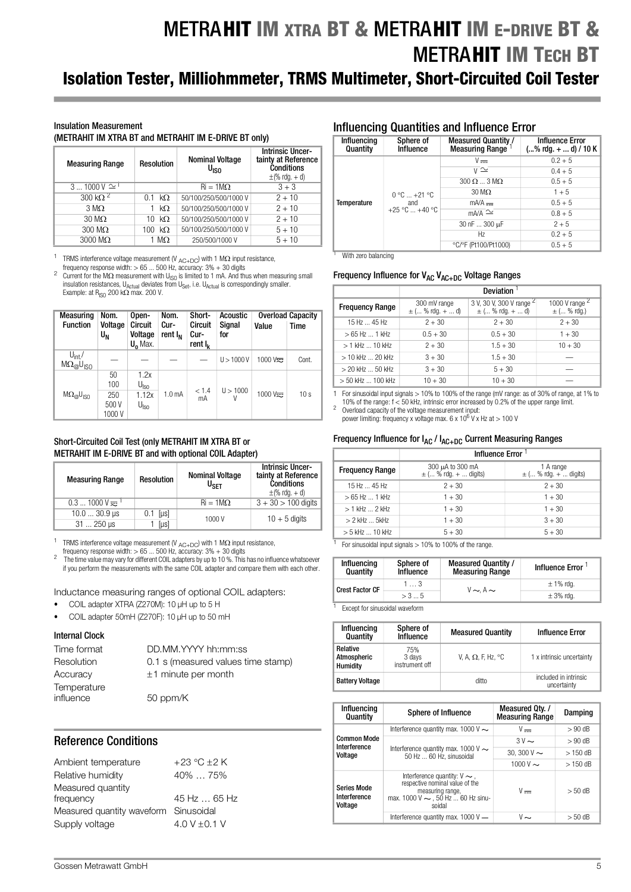# METRAHIT IM XTRA BT & METRAHIT IM E-DRIVE BT & METRAHIT IM TECH BT

## Isolation Tester, Milliohmmeter, TRMS Multimeter, Short-Circuited Coil Tester

### Insulation Measurement (METRAHIT IM XTRA BT and METRAHIT IM E-DRIVE BT only)

| Measuring Range | Resolution | Nominal Voltage $U_{ISO}$ | Intrinsic Uncertainty at Reference Conditions ±(% rdg. + d) |
|---|---|---|---|
| 3 ... 1000 V ≃ [1] | | Ri = 1MΩ | 3 + 3 |
| 300 kΩ [2] | 0.1 kΩ | 50/100/250/500/1000 V | 2 + 10 |
| 3 MΩ | 1 kΩ | 50/100/250/500/1000 V | 2 + 10 |
| 30 MΩ | 10 kΩ | 50/100/250/500/1000 V | 2 + 10 |
| 300 MΩ | 100 kΩ | 50/100/250/500/1000 V | 5 + 10 |
| 3000 MΩ | 1 MΩ | 250/500/1000 V | 5 + 10 |

[1] TRMS interference voltage measurement ($V_{AC+DC}$) with 1 MΩ input resistance, frequency response width: > 65 ... 500 Hz, accuracy: 3% + 30 digits

[2] Current for the MΩ measurement with $U_{ISO}$ is limited to 1 mA. And thus when measuring small insulation resistances, $U_{Actual}$ deviates from $U_{Set}$, i.e. $U_{Actual}$ is correspondingly smaller. Example: at $R_{ISO}$ 200 kΩ max. 200 V.

| Measuring Function | Nom. Voltage $U_N$ | Open-Circuit Voltage $U_0$ Max. | Nom. Current $I_N$ | Short-Circuit Current $I_k$ | Acoustic Signal for | Overload Capacity Value | Overload Capacity Time |
|---|---|---|---|---|---|---|---|
| $U_{int.}$/ MΩ@$U_{ISO}$ | — | — | — | — | U > 1000 V | 1000 V≂ | Cont. |
| MΩ@$U_{ISO}$ | 50<br>100 | 1.2x $U_{Iso}$ | 1.0 mA | < 1.4 mA | U > 1000 V | 1000 V≂ | 10 s |
| | 250<br>500 V<br>1000 V | 1.12x $U_{Iso}$ | | | | | |

### Short-Circuited Coil Test (only METRAHIT IM XTRA BT or METRAHIT IM E-DRIVE BT and with optional COIL Adapter)

| Measuring Range | Resolution | Nominal Voltage $U_{SET}$ | Intrinsic Uncertainty at Reference Conditions ±(% rdg. + d) |
|---|---|---|---|
| 0.3 ... 1000 V ≂ [1] | | Ri = 1MΩ | 3 + 30 > 100 digits |
| 10.0 ... 30.9 µs | 0.1 [µs] | 1000 V | 10 + 5 digits |
| 31 ... 250 µs | 1 [µs] | | |

[1] TRMS interference voltage measurement ($V_{AC+DC}$) with 1 MΩ input resistance, frequency response width: > 65 ... 500 Hz, accuracy: 3% + 30 digits

[2] The time value may vary for different COIL adapters by up to 10 %. This has no influence whatsoever if you perform the measurements with the same COIL adapter and compare them with each other.

Inductance measuring ranges of optional COIL adapters:

- COIL adapter XTRA (Z270M): 10 µH up to 5 H
- COIL adapter 50mH (Z270F): 10 µH up to 50 mH

### Internal Clock

| | |
|---|---|
| Time format | DD.MM.YYYY hh:mm:ss |
| Resolution | 0.1 s (measured values time stamp) |
| Accuracy | ±1 minute per month |
| Temperature influence | 50 ppm/K |

## Reference Conditions

| | |
|---|---|
| Ambient temperature | +23 °C ±2 K |
| Relative humidity | 40% … 75% |
| Measured quantity frequency | 45 Hz … 65 Hz |
| Measured quantity waveform | Sinusoidal |
| Supply voltage | 4.0 V ±0.1 V |

## Influencing Quantities and Influence Error

| Influencing Quantity | Sphere of Influence | Measured Quantity / Measuring Range [1] | Influence Error (...% rdg. + ... d) / 10 K |
|---|---|---|---|
| Temperature | 0 °C ... +21 °C and +25 °C ... +40 °C | V ⎓ | 0.2 + 5 |
| | | V ≃ | 0.4 + 5 |
| | | 300 Ω ... 3 MΩ | 0.5 + 5 |
| | | 30 MΩ | 1 + 5 |
| | | mA/A ⎓ | 0.5 + 5 |
| | | mA/A ≃ | 0.8 + 5 |
| | | 30 nF ... 300 µF | 2 + 5 |
| | | Hz | 0.2 + 5 |
| | | °C/°F (Pt100/Pt1000) | 0.5 + 5 |

[1] With zero balancing

### Frequency Influence for $V_{AC}$ $V_{AC+DC}$ Voltage Ranges

| Frequency Range | Deviation [1]: 300 mV range ± (... % rdg. + ... d) | 3 V, 30 V, 300 V range [2] ± (... % rdg. + ... d) | 1000 V range [2] ± (... % rdg.) |
|---|---|---|---|
| 15 Hz ... 45 Hz | 2 + 30 | 2 + 30 | 2 + 30 |
| > 65 Hz ... 1 kHz | 0.5 + 30 | 0.5 + 30 | 1 + 30 |
| > 1 kHz ... 10 kHz | 2 + 30 | 1.5 + 30 | 10 + 30 |
| > 10 kHz ... 20 kHz | 3 + 30 | 1.5 + 30 | — |
| > 20 kHz ... 50 kHz | 3 + 30 | 5 + 30 | — |
| > 50 kHz ... 100 kHz | 10 + 30 | 10 + 30 | — |

[1] For sinusoidal input signals > 10% to 100% of the range (mV range: as of 30% of range, at 1% to 10% of the range: f < 50 kHz, intrinsic error increased by 0.2% of the upper range limit.

[2] Overload capacity of the voltage measurement input: power limiting: frequency x voltage max. 6 x $10^6$ V x Hz at > 100 V

### Frequency Influence for $I_{AC}$ / $I_{AC+DC}$ Current Measuring Ranges

| Frequency Range | Influence Error [1]: 300 µA to 300 mA ± (... % rdg. + ... digits) | 1 A range ± (... % rdg. + ... digits) |
|---|---|---|
| 15 Hz ... 45 Hz | 2 + 30 | 2 + 30 |
| > 65 Hz ... 1 kHz | 1 + 30 | 1 + 30 |
| > 1 kHz ... 2 kHz | 1 + 30 | 1 + 30 |
| > 2 kHz ... 5kHz | 1 + 30 | 3 + 30 |
| > 5 kHz ... 10 kHz | 5 + 30 | 5 + 30 |

[1] For sinusoidal input signals > 10% to 100% of the range.

| Influencing Quantity | Sphere of Influence | Measured Quantity / Measuring Range | Influence Error [1] |
|---|---|---|---|
| Crest Factor CF | 1 … 3 | V ∼, A ∼ | ± 1% rdg. |
| | > 3 ... 5 | | ± 3% rdg. |

[1] Except for sinusoidal waveform

| Influencing Quantity | Sphere of Influence | Measured Quantity | Influence Error |
|---|---|---|---|
| Relative Atmospheric Humidity | 75%<br>3 days<br>instrument off | V, A, Ω, F, Hz, °C | 1 x intrinsic uncertainty |
| Battery Voltage | | ditto | included in intrinsic uncertainty |

| Influencing Quantity | Sphere of Influence | Measured Qty. / Measuring Range | Damping |
|---|---|---|---|
| Common Mode Interference Voltage | Interference quantity max. 1000 V ∼ | V ⎓ | > 90 dB |
| | Interference quantity max. 1000 V ∼ 50 Hz ... 60 Hz, sinusoidal | 3 V ∼ | > 90 dB |
| | | 30, 300 V ∼ | > 150 dB |
| | | 1000 V ∼ | > 150 dB |
| Series Mode Interference Voltage | Interference quantity: V ∼, respective nominal value of the measuring range, max. 1000 V ∼, 50 Hz ... 60 Hz sinusoidal | V ⎓ | > 50 dB |
| | Interference quantity max. 1000 V — | V ∼ | > 50 dB |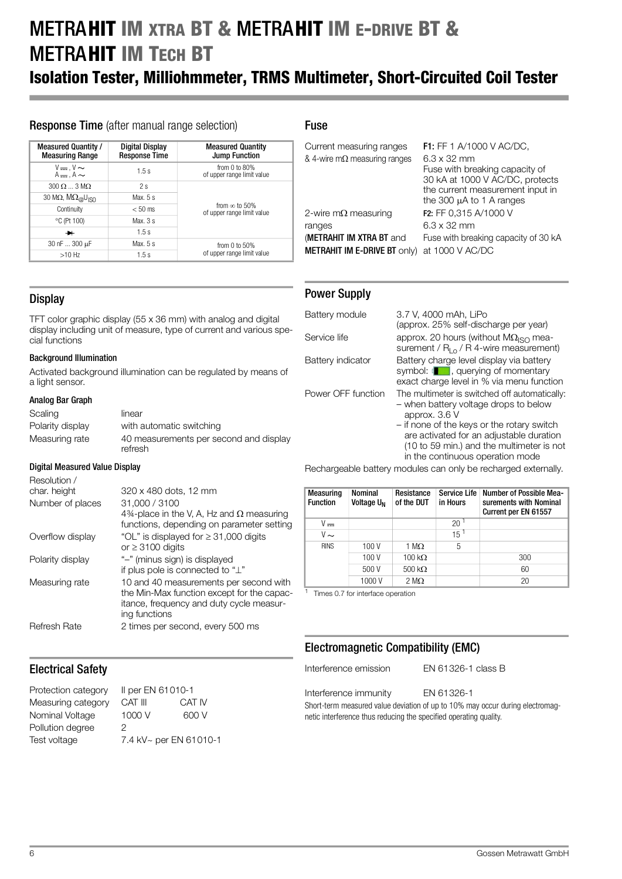# METRAHIT IM XTRA BT & METRAHIT IM E-DRIVE BT & METRAHIT IM TECH BT

## Isolation Tester, Milliohmmeter, TRMS Multimeter, Short-Circuited Coil Tester

### Response Time (after manual range selection)

| Measured Quantity / Measuring Range | Digital Display Response Time | Measured Quantity Jump Function |
|---|---|---|
| V ⎓, V ~ A ⎓, A ~ | 1.5 s | from 0 to 80% of upper range limit value |
| 300 Ω ... 3 MΩ | 2 s | from ∞ to 50% of upper range limit value |
| 30 MΩ, $M\Omega_{@U_{ISO}}$ | Max. 5 s | |
| Continuity | < 50 ms | |
| °C (Pt 100) | Max. 3 s | |
| ⏵⎮ | 1.5 s | |
| 30 nF ... 300 µF | Max. 5 s | from 0 to 50% of upper range limit value |
| >10 Hz | 1.5 s | |

### Display

TFT color graphic display (55 x 36 mm) with analog and digital display including unit of measure, type of current and various special functions

#### Background Illumination

Activated background illumination can be regulated by means of a light sensor.

#### Analog Bar Graph

| | |
|---|---|
| Scaling | linear |
| Polarity display | with automatic switching |
| Measuring rate | 40 measurements per second and display refresh |

#### Digital Measured Value Display

| | |
|---|---|
| Resolution / char. height | 320 x 480 dots, 12 mm |
| Number of places | 31,000 / 3100<br>4¾-place in the V, A, Hz and Ω measuring functions, depending on parameter setting |
| Overflow display | "OL" is displayed for ≥ 31,000 digits or ≥ 3100 digits |
| Polarity display | "–" (minus sign) is displayed if plus pole is connected to "⊥" |
| Measuring rate | 10 and 40 measurements per second with the Min-Max function except for the capacitance, frequency and duty cycle measuring functions |
| Refresh Rate | 2 times per second, every 500 ms |

### Electrical Safety

| | | |
|---|---|---|
| Protection category | II per EN 61010-1 | |
| Measuring category | CAT III | CAT IV |
| Nominal Voltage | 1000 V | 600 V |
| Pollution degree | 2 | |
| Test voltage | 7.4 kV~ per EN 61010-1 | |

### Fuse

| | |
|---|---|
| Current measuring ranges & 4-wire mΩ measuring ranges | **F1:** FF 1 A/1000 V AC/DC, 6.3 x 32 mm<br>Fuse with breaking capacity of 30 kA at 1000 V AC/DC, protects the current measurement input in the 300 µA to 1 A ranges |
| 2-wire mΩ measuring ranges (**METRAHIT IM XTRA BT** and **METRAHIT IM E-DRIVE BT** only) | **F2:** FF 0,315 A/1000 V<br>6.3 x 32 mm<br>Fuse with breaking capacity of 30 kA at 1000 V AC/DC |

### Power Supply

| | |
|---|---|
| Battery module | 3.7 V, 4000 mAh, LiPo (approx. 25% self-discharge per year) |
| Service life | approx. 20 hours (without $M\Omega_{ISO}$ measurement / $R_{Lo}$ / R 4-wire measurement) |
| Battery indicator | Battery charge level display via battery symbol: ▮, querying of momentary exact charge level in % via menu function |
| Power OFF function | The multimeter is switched off automatically:<br>– when battery voltage drops to below approx. 3.6 V<br>– if none of the keys or the rotary switch are activated for an adjustable duration (10 to 59 min.) and the multimeter is not in the continuous operation mode |

Rechargeable battery modules can only be recharged externally.

| Measuring Function | Nominal Voltage $U_N$ | Resistance of the DUT | Service Life in Hours | Number of Possible Measurements with Nominal Current per EN 61557 |
|---|---|---|---|---|
| V ⎓ | | | 20 [1] | |
| V ~ | | | 15 [1] | |
| RINS | 100 V | 1 MΩ | 5 | |
| | 100 V | 100 kΩ | | 300 |
| | 500 V | 500 kΩ | | 60 |
| | 1000 V | 2 MΩ | | 20 |

[1] Times 0.7 for interface operation

### Electromagnetic Compatibility (EMC)

| | |
|---|---|
| Interference emission | EN 61326-1 class B |
| Interference immunity | EN 61326-1 |

Short-term measured value deviation of up to 10% may occur during electromagnetic interference thus reducing the specified operating quality.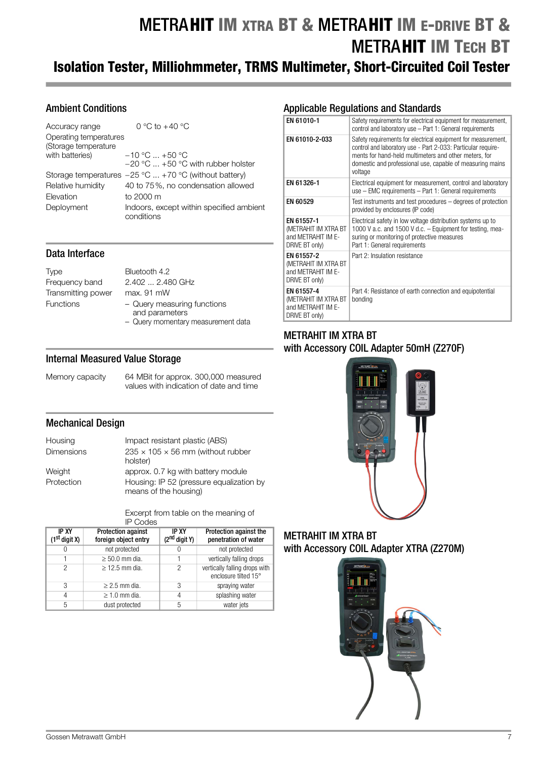# METRAHIT IM XTRA BT & METRAHIT IM E-DRIVE BT & METRAHIT IM TECH BT

## Isolation Tester, Milliohmmeter, TRMS Multimeter, Short-Circuited Coil Tester

### Ambient Conditions

| | |
|---|---|
| Accuracy range | 0 °C to +40 °C |
| Operating temperatures (Storage temperature with batteries) | −10 °C ... +50 °C<br>−20 °C ... +50 °C with rubber holster |
| Storage temperatures | −25 °C ... +70 °C (without battery) |
| Relative humidity | 40 to 75%, no condensation allowed |
| Elevation | to 2000 m |
| Deployment | Indoors, except within specified ambient conditions |

### Data Interface

| | |
|---|---|
| Type | Bluetooth 4.2 |
| Frequency band | 2.402 ... 2.480 GHz |
| Transmitting power | max. 91 mW |
| Functions | – Query measuring functions and parameters<br>– Query momentary measurement data |

### Internal Measured Value Storage

| | |
|---|---|
| Memory capacity | 64 MBit for approx. 300,000 measured values with indication of date and time |

### Mechanical Design

| | |
|---|---|
| Housing | Impact resistant plastic (ABS) |
| Dimensions | 235 × 105 × 56 mm (without rubber holster) |
| Weight | approx. 0.7 kg with battery module |
| Protection | Housing: IP 52 (pressure equalization by means of the housing) |

Excerpt from table on the meaning of IP Codes

| IP XY (1st digit X) | Protection against foreign object entry | IP XY (2nd digit Y) | Protection against the penetration of water |
|---|---|---|---|
| 0 | not protected | 0 | not protected |
| 1 | ≥ 50.0 mm dia. | 1 | vertically falling drops |
| 2 | ≥ 12.5 mm dia. | 2 | vertically falling drops with enclosure tilted 15° |
| 3 | ≥ 2.5 mm dia. | 3 | spraying water |
| 4 | ≥ 1.0 mm dia. | 4 | splashing water |
| 5 | dust protected | 5 | water jets |

### Applicable Regulations and Standards

| | |
|---|---|
| EN 61010-1 | Safety requirements for electrical equipment for measurement, control and laboratory use – Part 1: General requirements |
| EN 61010-2-033 | Safety requirements for electrical equipment for measurement, control and laboratory use - Part 2-033: Particular requirements for hand-held multimeters and other meters, for domestic and professional use, capable of measuring mains voltage |
| EN 61326-1 | Electrical equipment for measurement, control and laboratory use – EMC requirements – Part 1: General requirements |
| EN 60529 | Test instruments and test procedures – degrees of protection provided by enclosures (IP code) |
| EN 61557-1 (METRAHIT IM XTRA BT and METRAHIT IM E-DRIVE BT only) | Electrical safety in low voltage distribution systems up to 1000 V a.c. and 1500 V d.c. – Equipment for testing, measuring or monitoring of protective measures<br>Part 1: General requirements |
| EN 61557-2 (METRAHIT IM XTRA BT and METRAHIT IM E-DRIVE BT only) | Part 2: Insulation resistance |
| EN 61557-4 (METRAHIT IM XTRA BT and METRAHIT IM E-DRIVE BT only) | Part 4: Resistance of earth connection and equipotential bonding |

### METRAHIT IM XTRA BT with Accessory COIL Adapter 50mH (Z270F)

### METRAHIT IM XTRA BT with Accessory COIL Adapter XTRA (Z270M)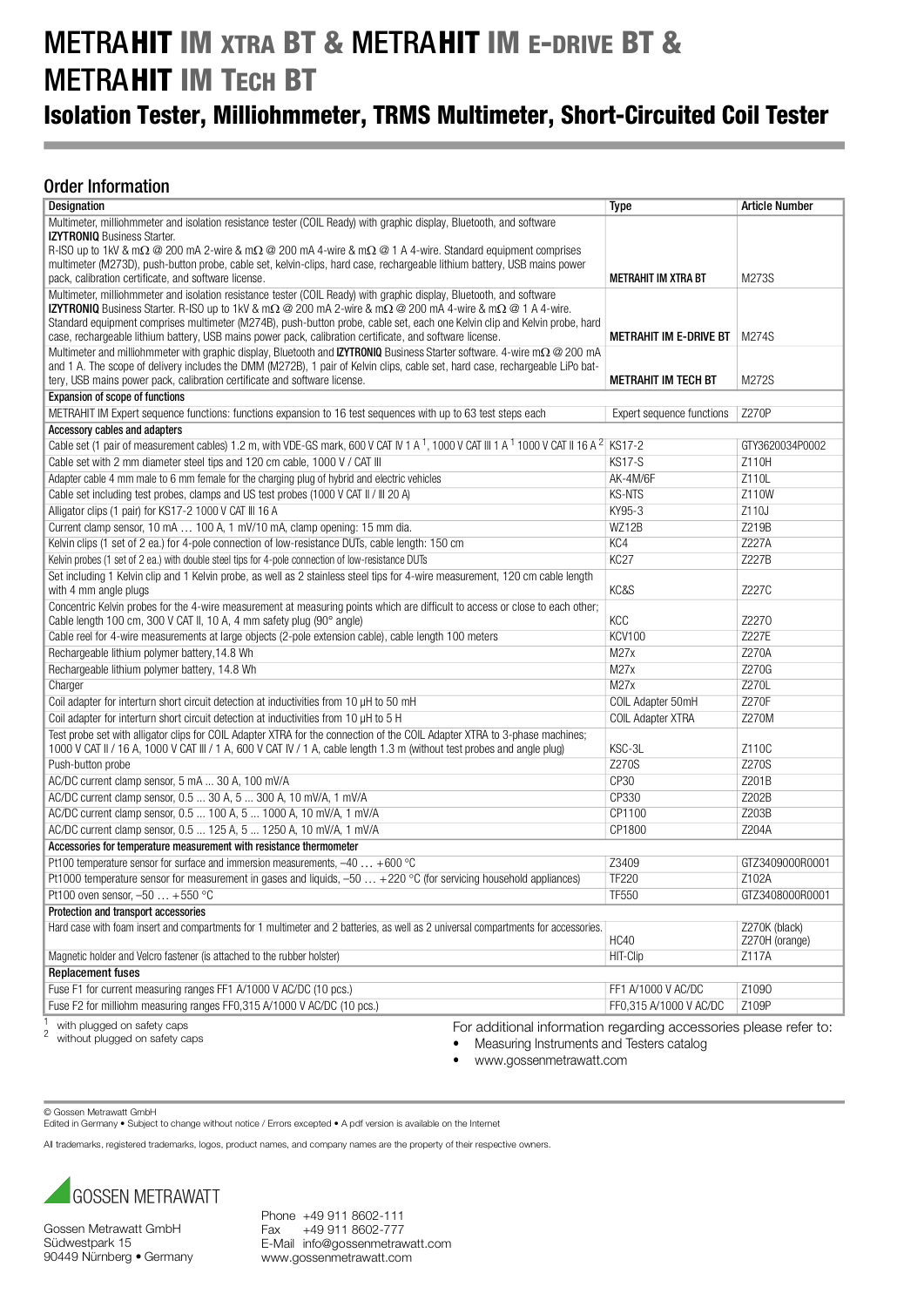# METRAHIT IM XTRA BT & METRAHIT IM E-DRIVE BT & METRAHIT IM TECH BT

## Isolation Tester, Milliohmmeter, TRMS Multimeter, Short-Circuited Coil Tester

### Order Information

| Designation | Type | Article Number |
|---|---|---|
| Multimeter, milliohmmeter and isolation resistance tester (COIL Ready) with graphic display, Bluetooth, and software **IZYTRONIQ** Business Starter. R-ISO up to 1kV & mΩ @ 200 mA 2-wire & mΩ @ 200 mA 4-wire & mΩ @ 1 A 4-wire. Standard equipment comprises multimeter (M273D), push-button probe, cable set, kelvin-clips, hard case, rechargeable lithium battery, USB mains power pack, calibration certificate, and software license. | **METRAHIT IM XTRA BT** | M273S |
| Multimeter, milliohmmeter and isolation resistance tester (COIL Ready) with graphic display, Bluetooth, and software **IZYTRONIQ** Business Starter. R-ISO up to 1kV & mΩ @ 200 mA 2-wire & mΩ @ 200 mA 4-wire & mΩ @ 1 A 4-wire. Standard equipment comprises multimeter (M274B), push-button probe, cable set, each one Kelvin clip and Kelvin probe, hard case, rechargeable lithium battery, USB mains power pack, calibration certificate, and software license. | **METRAHIT IM E-DRIVE BT** | M274S |
| Multimeter and milliohmmeter with graphic display, Bluetooth and **IZYTRONIQ** Business Starter software. 4-wire mΩ @ 200 mA and 1 A. The scope of delivery includes the DMM (M272B), 1 pair of Kelvin clips, cable set, hard case, rechargeable LiPo battery, USB mains power pack, calibration certificate and software license. | **METRAHIT IM TECH BT** | M272S |
| **Expansion of scope of functions** | | |
| METRAHIT IM Expert sequence functions: functions expansion to 16 test sequences with up to 63 test steps each | Expert sequence functions | Z270P |
| **Accessory cables and adapters** | | |
| Cable set (1 pair of measurement cables) 1.2 m, with VDE-GS mark, 600 V CAT IV 1 A [1], 1000 V CAT III 1 A [1] 1000 V CAT II 16 A [2] | KS17-2 | GTY3620034P0002 |
| Cable set with 2 mm diameter steel tips and 120 cm cable, 1000 V / CAT III | KS17-S | Z110H |
| Adapter cable 4 mm male to 6 mm female for the charging plug of hybrid and electric vehicles | AK-4M/6F | Z110L |
| Cable set including test probes, clamps and US test probes (1000 V CAT II / III 20 A) | KS-NTS | Z110W |
| Alligator clips (1 pair) for KS17-2 1000 V CAT III 16 A | KY95-3 | Z110J |
| Current clamp sensor, 10 mA … 100 A, 1 mV/10 mA, clamp opening: 15 mm dia. | WZ12B | Z219B |
| Kelvin clips (1 set of 2 ea.) for 4-pole connection of low-resistance DUTs, cable length: 150 cm | KC4 | Z227A |
| Kelvin probes (1 set of 2 ea.) with double steel tips for 4-pole connection of low-resistance DUTs | KC27 | Z227B |
| Set including 1 Kelvin clip and 1 Kelvin probe, as well as 2 stainless steel tips for 4-wire measurement, 120 cm cable length with 4 mm angle plugs | KC&S | Z227C |
| Concentric Kelvin probes for the 4-wire measurement at measuring points which are difficult to access or close to each other; Cable length 100 cm, 300 V CAT II, 10 A, 4 mm safety plug (90° angle) | KCC | Z227O |
| Cable reel for 4-wire measurements at large objects (2-pole extension cable), cable length 100 meters | KCV100 | Z227E |
| Rechargeable lithium polymer battery,14.8 Wh | M27x | Z270A |
| Rechargeable lithium polymer battery, 14.8 Wh | M27x | Z270G |
| Charger | M27x | Z270L |
| Coil adapter for interturn short circuit detection at inductivities from 10 µH to 50 mH | COIL Adapter 50mH | Z270F |
| Coil adapter for interturn short circuit detection at inductivities from 10 µH to 5 H | COIL Adapter XTRA | Z270M |
| Test probe set with alligator clips for COIL Adapter XTRA for the connection of the COIL Adapter XTRA to 3-phase machines; 1000 V CAT II / 16 A, 1000 V CAT III / 1 A, 600 V CAT IV / 1 A, cable length 1.3 m (without test probes and angle plug) | KSC-3L | Z110C |
| Push-button probe | Z270S | Z270S |
| AC/DC current clamp sensor, 5 mA ... 30 A, 100 mV/A | CP30 | Z201B |
| AC/DC current clamp sensor, 0.5 ... 30 A, 5 ... 300 A, 10 mV/A, 1 mV/A | CP330 | Z202B |
| AC/DC current clamp sensor, 0.5 ... 100 A, 5 ... 1000 A, 10 mV/A, 1 mV/A | CP1100 | Z203B |
| AC/DC current clamp sensor, 0.5 ... 125 A, 5 ... 1250 A, 10 mV/A, 1 mV/A | CP1800 | Z204A |
| **Accessories for temperature measurement with resistance thermometer** | | |
| Pt100 temperature sensor for surface and immersion measurements, –40 … +600 °C | Z3409 | GTZ3409000R0001 |
| Pt1000 temperature sensor for measurement in gases and liquids, –50 … +220 °C (for servicing household appliances) | TF220 | Z102A |
| Pt100 oven sensor, –50 … +550 °C | TF550 | GTZ3408000R0001 |
| **Protection and transport accessories** | | |
| Hard case with foam insert and compartments for 1 multimeter and 2 batteries, as well as 2 universal compartments for accessories. | HC40 | Z270K (black) Z270H (orange) |
| Magnetic holder and Velcro fastener (is attached to the rubber holster) | HIT-Clip | Z117A |
| **Replacement fuses** | | |
| Fuse F1 for current measuring ranges FF1 A/1000 V AC/DC (10 pcs.) | FF1 A/1000 V AC/DC | Z109O |
| Fuse F2 for milliohm measuring ranges FF0,315 A/1000 V AC/DC (10 pcs.) | FF0,315 A/1000 V AC/DC | Z109P |

[1] with plugged on safety caps
[2] without plugged on safety caps

For additional information regarding accessories please refer to:

- Measuring Instruments and Testers catalog
- www.gossenmetrawatt.com

© Gossen Metrawatt GmbH
Edited in Germany • Subject to change without notice / Errors excepted • A pdf version is available on the Internet

All trademarks, registered trademarks, logos, product names, and company names are the property of their respective owners.

GOSSEN METRAWATT

Gossen Metrawatt GmbH
Südwestpark 15
90449 Nürnberg • Germany

Phone +49 911 8602-111
Fax +49 911 8602-777
E-Mail info@gossenmetrawatt.com
www.gossenmetrawatt.com